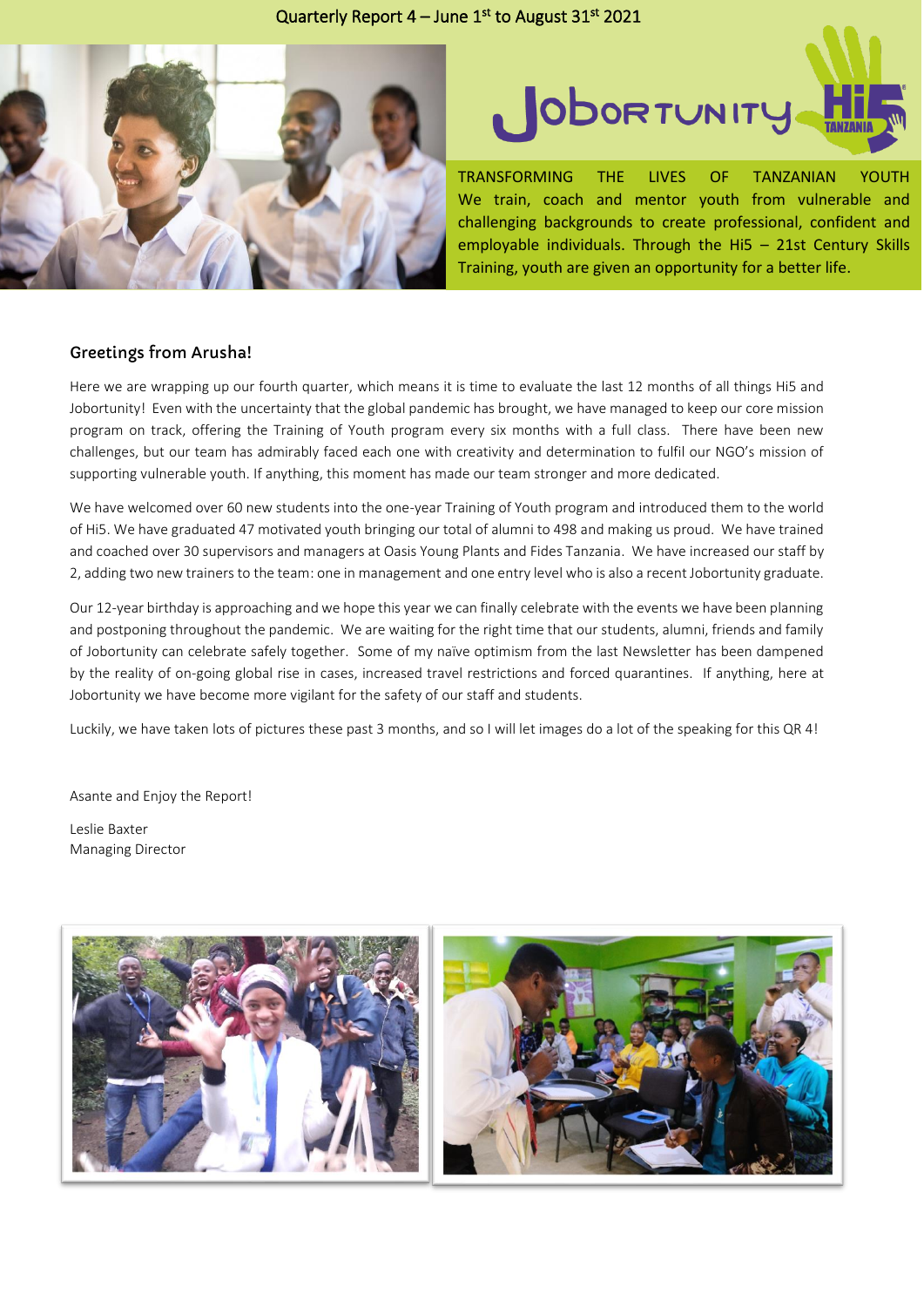Quarterly Report 4 – June 1st to August 31st 2021

TRANSFORMING THE LIVES OF TANZANIAN YOUTH
We train, coach and mentor youth from vulnerable and challenging backgrounds to create professional, confident and employable individuals. Through the Hi5 – 21st Century Skills Training, youth are given an opportunity for a better life.

## Greetings from Arusha!

Here we are wrapping up our fourth quarter, which means it is time to evaluate the last 12 months of all things Hi5 and Jobortunity! Even with the uncertainty that the global pandemic has brought, we have managed to keep our core mission program on track, offering the Training of Youth program every six months with a full class. There have been new challenges, but our team has admirably faced each one with creativity and determination to fulfil our NGO's mission of supporting vulnerable youth. If anything, this moment has made our team stronger and more dedicated.

We have welcomed over 60 new students into the one-year Training of Youth program and introduced them to the world of Hi5. We have graduated 47 motivated youth bringing our total of alumni to 498 and making us proud. We have trained and coached over 30 supervisors and managers at Oasis Young Plants and Fides Tanzania. We have increased our staff by 2, adding two new trainers to the team: one in management and one entry level who is also a recent Jobortunity graduate.

Our 12-year birthday is approaching and we hope this year we can finally celebrate with the events we have been planning and postponing throughout the pandemic. We are waiting for the right time that our students, alumni, friends and family of Jobortunity can celebrate safely together. Some of my naïve optimism from the last Newsletter has been dampened by the reality of on-going global rise in cases, increased travel restrictions and forced quarantines. If anything, here at Jobortunity we have become more vigilant for the safety of our staff and students.

Luckily, we have taken lots of pictures these past 3 months, and so I will let images do a lot of the speaking for this QR 4!

Asante and Enjoy the Report!

Leslie Baxter
Managing Director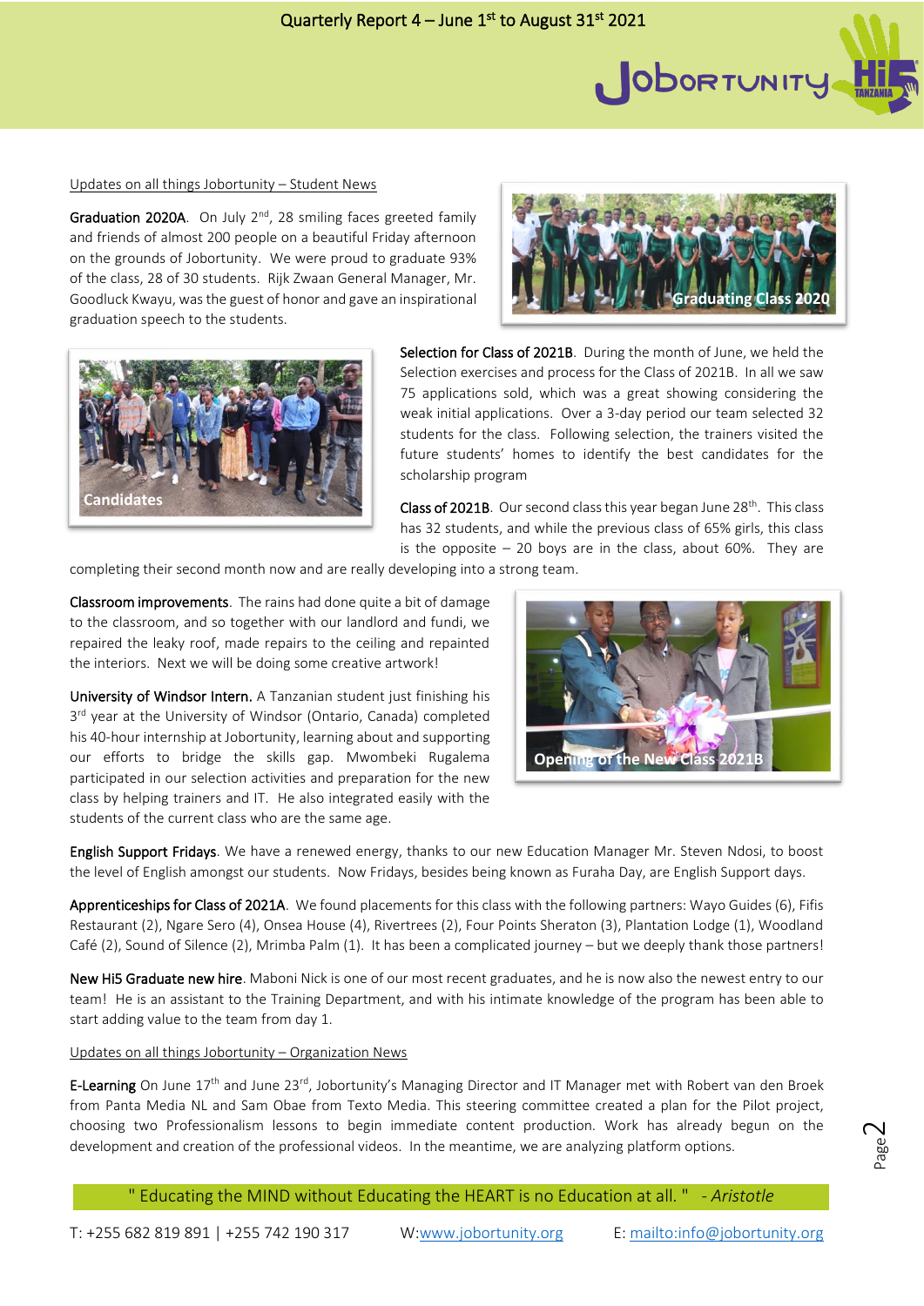Updates on all things Jobortunity – Student News

**Graduation 2020A**. On July 2nd, 28 smiling faces greeted family and friends of almost 200 people on a beautiful Friday afternoon on the grounds of Jobortunity. We were proud to graduate 93% of the class, 28 of 30 students. Rijk Zwaan General Manager, Mr. Goodluck Kwayu, was the guest of honor and gave an inspirational graduation speech to the students.

Graduating Class 2020

**Selection for Class of 2021B**. During the month of June, we held the Selection exercises and process for the Class of 2021B. In all we saw 75 applications sold, which was a great showing considering the weak initial applications. Over a 3-day period our team selected 32 students for the class. Following selection, the trainers visited the future students' homes to identify the best candidates for the scholarship program

Candidates

**Class of 2021B**. Our second class this year began June 28th. This class has 32 students, and while the previous class of 65% girls, this class is the opposite – 20 boys are in the class, about 60%. They are completing their second month now and are really developing into a strong team.

**Classroom improvements**. The rains had done quite a bit of damage to the classroom, and so together with our landlord and fundi, we repaired the leaky roof, made repairs to the ceiling and repainted the interiors. Next we will be doing some creative artwork!

**University of Windsor Intern.** A Tanzanian student just finishing his 3rd year at the University of Windsor (Ontario, Canada) completed his 40-hour internship at Jobortunity, learning about and supporting our efforts to bridge the skills gap. Mwombeki Rugalema participated in our selection activities and preparation for the new class by helping trainers and IT. He also integrated easily with the students of the current class who are the same age.

Opening of the New Class 2021B

**English Support Fridays**. We have a renewed energy, thanks to our new Education Manager Mr. Steven Ndosi, to boost the level of English amongst our students. Now Fridays, besides being known as Furaha Day, are English Support days.

**Apprenticeships for Class of 2021A**. We found placements for this class with the following partners: Wayo Guides (6), Fifis Restaurant (2), Ngare Sero (4), Onsea House (4), Rivertrees (2), Four Points Sheraton (3), Plantation Lodge (1), Woodland Café (2), Sound of Silence (2), Mrimba Palm (1). It has been a complicated journey – but we deeply thank those partners!

**New Hi5 Graduate new hire**. Maboni Nick is one of our most recent graduates, and he is now also the newest entry to our team! He is an assistant to the Training Department, and with his intimate knowledge of the program has been able to start adding value to the team from day 1.

Updates on all things Jobortunity – Organization News

**E-Learning** On June 17th and June 23rd, Jobortunity's Managing Director and IT Manager met with Robert van den Broek from Panta Media NL and Sam Obae from Texto Media. This steering committee created a plan for the Pilot project, choosing two Professionalism lessons to begin immediate content production. Work has already begun on the development and creation of the professional videos. In the meantime, we are analyzing platform options.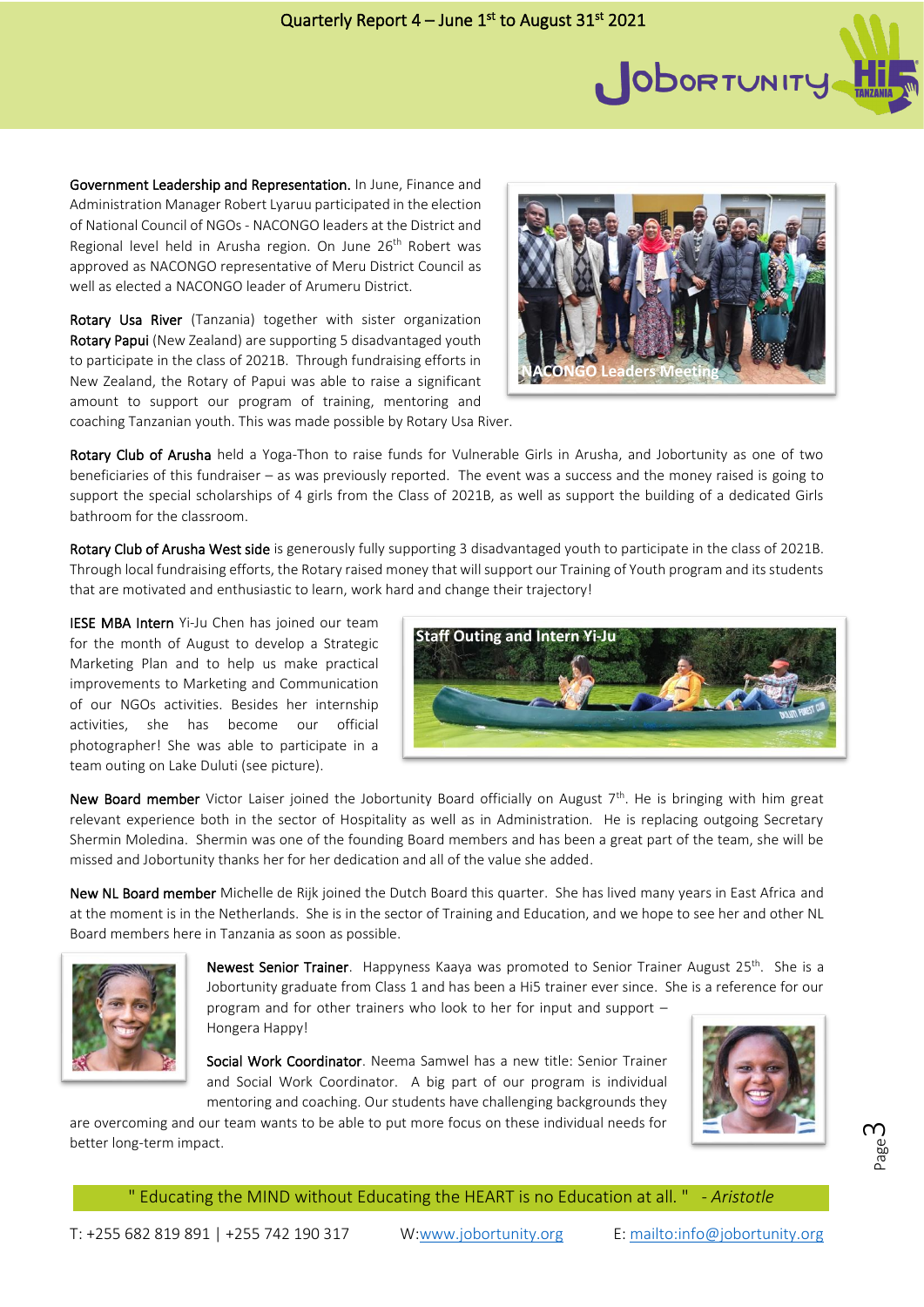**Government Leadership and Representation.** In June, Finance and Administration Manager Robert Lyaruu participated in the election of National Council of NGOs - NACONGO leaders at the District and Regional level held in Arusha region. On June 26th Robert was approved as NACONGO representative of Meru District Council as well as elected a NACONGO leader of Arumeru District.

NACONGO Leaders Meeting

**Rotary Usa River** (Tanzania) together with sister organization **Rotary Papui** (New Zealand) are supporting 5 disadvantaged youth to participate in the class of 2021B. Through fundraising efforts in New Zealand, the Rotary of Papui was able to raise a significant amount to support our program of training, mentoring and coaching Tanzanian youth. This was made possible by Rotary Usa River.

**Rotary Club of Arusha** held a Yoga-Thon to raise funds for Vulnerable Girls in Arusha, and Jobortunity as one of two beneficiaries of this fundraiser – as was previously reported. The event was a success and the money raised is going to support the special scholarships of 4 girls from the Class of 2021B, as well as support the building of a dedicated Girls bathroom for the classroom.

**Rotary Club of Arusha West side** is generously fully supporting 3 disadvantaged youth to participate in the class of 2021B. Through local fundraising efforts, the Rotary raised money that will support our Training of Youth program and its students that are motivated and enthusiastic to learn, work hard and change their trajectory!

**IESE MBA Intern** Yi-Ju Chen has joined our team for the month of August to develop a Strategic Marketing Plan and to help us make practical improvements to Marketing and Communication of our NGOs activities. Besides her internship activities, she has become our official photographer! She was able to participate in a team outing on Lake Duluti (see picture).

Staff Outing and Intern Yi-Ju

**New Board member** Victor Laiser joined the Jobortunity Board officially on August 7th. He is bringing with him great relevant experience both in the sector of Hospitality as well as in Administration. He is replacing outgoing Secretary Shermin Moledina. Shermin was one of the founding Board members and has been a great part of the team, she will be missed and Jobortunity thanks her for her dedication and all of the value she added.

**New NL Board member** Michelle de Rijk joined the Dutch Board this quarter. She has lived many years in East Africa and at the moment is in the Netherlands. She is in the sector of Training and Education, and we hope to see her and other NL Board members here in Tanzania as soon as possible.

**Newest Senior Trainer**. Happyness Kaaya was promoted to Senior Trainer August 25th. She is a Jobortunity graduate from Class 1 and has been a Hi5 trainer ever since. She is a reference for our program and for other trainers who look to her for input and support – Hongera Happy!

**Social Work Coordinator**. Neema Samwel has a new title: Senior Trainer and Social Work Coordinator. A big part of our program is individual mentoring and coaching. Our students have challenging backgrounds they are overcoming and our team wants to be able to put more focus on these individual needs for better long-term impact.

" Educating the MIND without Educating the HEART is no Education at all. " - *Aristotle*

T: +255 682 819 891 | +255 742 190 317 W:www.jobortunity.org E: mailto:info@jobortunity.org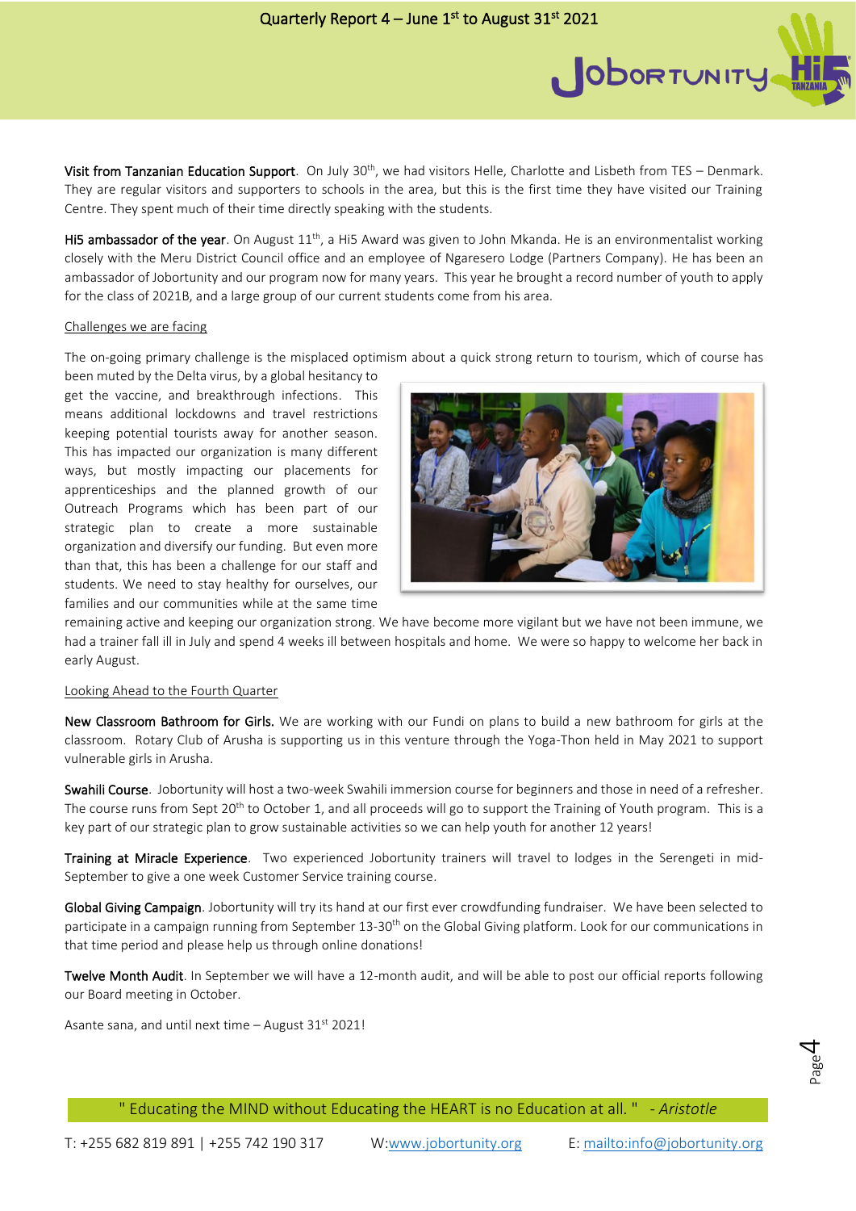**Visit from Tanzanian Education Support**. On July 30th, we had visitors Helle, Charlotte and Lisbeth from TES – Denmark. They are regular visitors and supporters to schools in the area, but this is the first time they have visited our Training Centre. They spent much of their time directly speaking with the students.

**Hi5 ambassador of the year**. On August 11th, a Hi5 Award was given to John Mkanda. He is an environmentalist working closely with the Meru District Council office and an employee of Ngaresero Lodge (Partners Company). He has been an ambassador of Jobortunity and our program now for many years. This year he brought a record number of youth to apply for the class of 2021B, and a large group of our current students come from his area.

## Challenges we are facing

The on-going primary challenge is the misplaced optimism about a quick strong return to tourism, which of course has been muted by the Delta virus, by a global hesitancy to get the vaccine, and breakthrough infections. This means additional lockdowns and travel restrictions keeping potential tourists away for another season. This has impacted our organization is many different ways, but mostly impacting our placements for apprenticeships and the planned growth of our Outreach Programs which has been part of our strategic plan to create a more sustainable organization and diversify our funding. But even more than that, this has been a challenge for our staff and students. We need to stay healthy for ourselves, our families and our communities while at the same time remaining active and keeping our organization strong. We have become more vigilant but we have not been immune, we had a trainer fall ill in July and spend 4 weeks ill between hospitals and home. We were so happy to welcome her back in early August.

## Looking Ahead to the Fourth Quarter

**New Classroom Bathroom for Girls.** We are working with our Fundi on plans to build a new bathroom for girls at the classroom. Rotary Club of Arusha is supporting us in this venture through the Yoga-Thon held in May 2021 to support vulnerable girls in Arusha.

**Swahili Course**. Jobortunity will host a two-week Swahili immersion course for beginners and those in need of a refresher. The course runs from Sept 20th to October 1, and all proceeds will go to support the Training of Youth program. This is a key part of our strategic plan to grow sustainable activities so we can help youth for another 12 years!

**Training at Miracle Experience**. Two experienced Jobortunity trainers will travel to lodges in the Serengeti in mid-September to give a one week Customer Service training course.

**Global Giving Campaign**. Jobortunity will try its hand at our first ever crowdfunding fundraiser. We have been selected to participate in a campaign running from September 13-30th on the Global Giving platform. Look for our communications in that time period and please help us through online donations!

**Twelve Month Audit**. In September we will have a 12-month audit, and will be able to post our official reports following our Board meeting in October.

Asante sana, and until next time – August 31st 2021!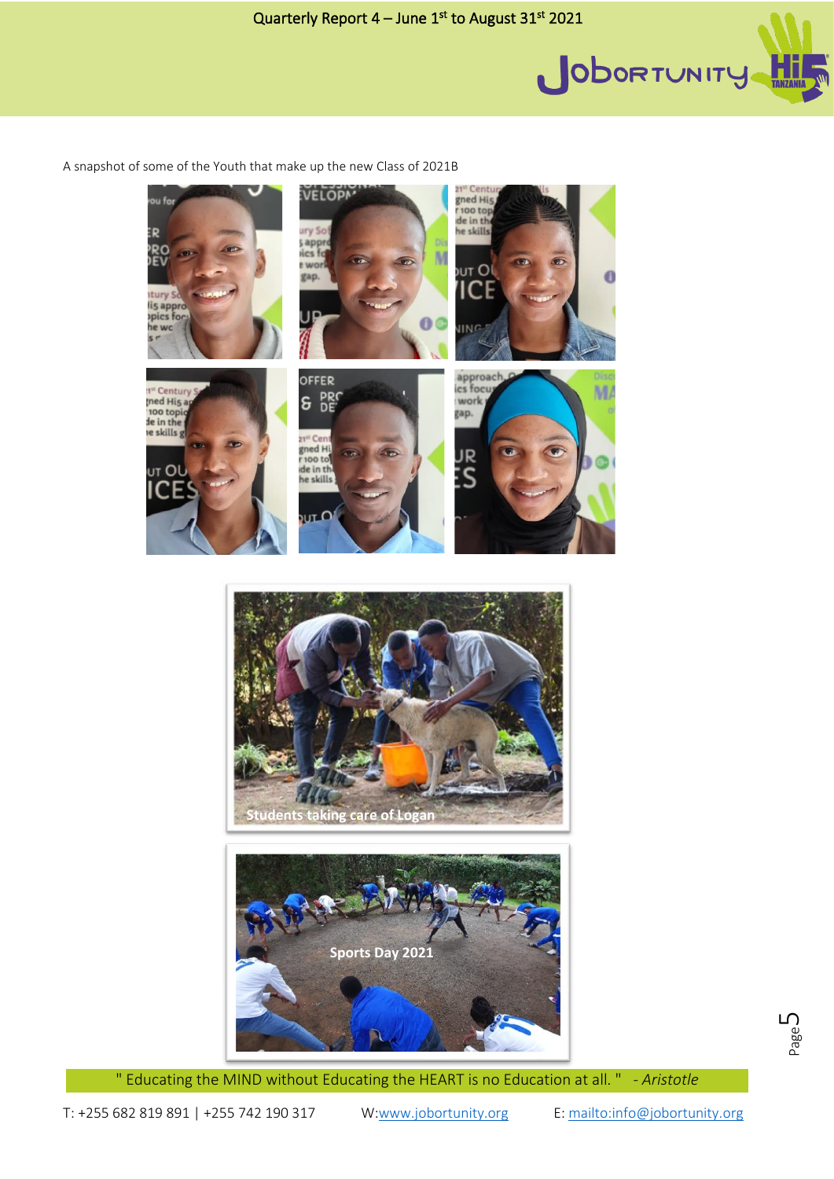A snapshot of some of the Youth that make up the new Class of 2021B

Students taking care of Logan

Sports Day 2021

" Educating the MIND without Educating the HEART is no Education at all. " - *Aristotle*

T: +255 682 819 891 | +255 742 190 317 W:www.jobortunity.org E: mailto:info@jobortunity.org